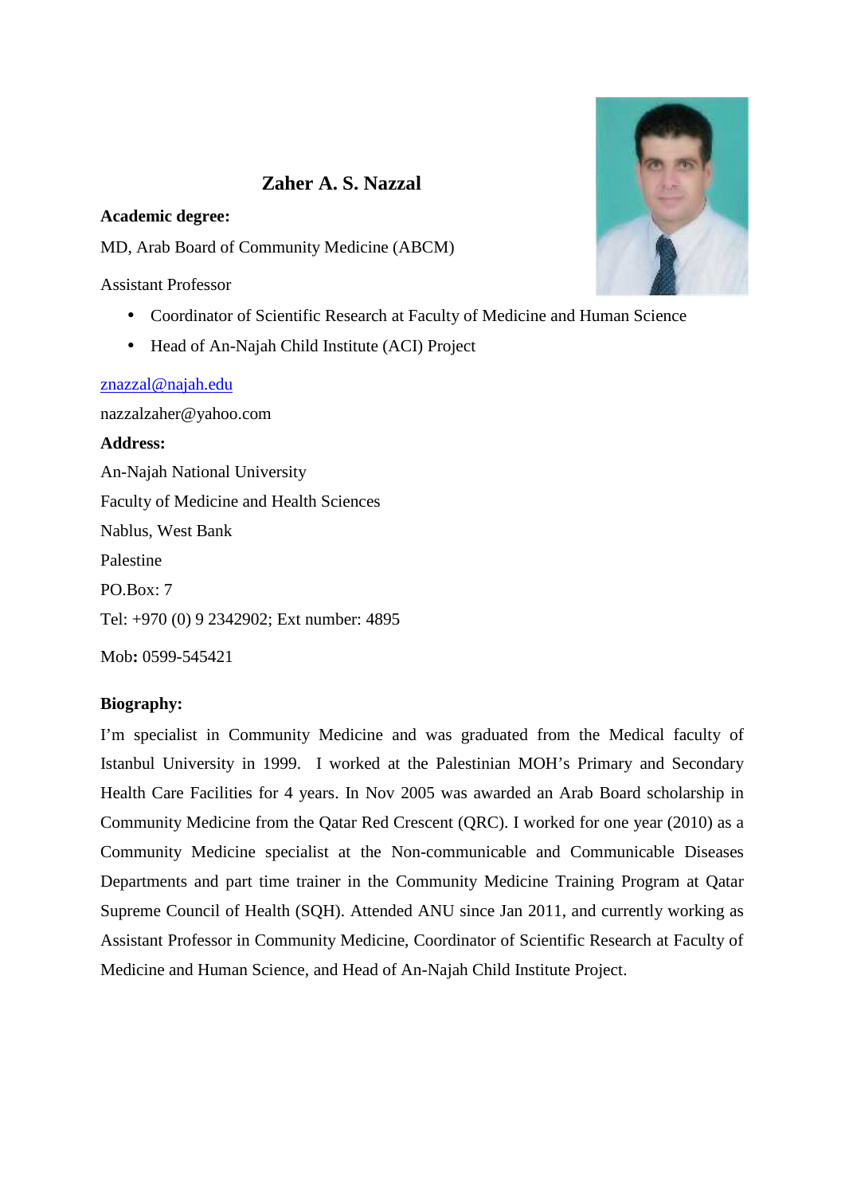# Zaher A. S. Nazzal

**Academic degree:**

MD, Arab Board of Community Medicine (ABCM)

Assistant Professor

- Coordinator of Scientific Research at Faculty of Medicine and Human Science
- Head of An-Najah Child Institute (ACI) Project

znazzal@najah.edu

nazzalzaher@yahoo.com

**Address:**

An-Najah National University

Faculty of Medicine and Health Sciences

Nablus, West Bank

Palestine

PO.Box: 7

Tel: +970 (0) 9 2342902; Ext number: 4895

Mob**:** 0599-545421

**Biography:**

I'm specialist in Community Medicine and was graduated from the Medical faculty of Istanbul University in 1999. I worked at the Palestinian MOH's Primary and Secondary Health Care Facilities for 4 years. In Nov 2005 was awarded an Arab Board scholarship in Community Medicine from the Qatar Red Crescent (QRC). I worked for one year (2010) as a Community Medicine specialist at the Non-communicable and Communicable Diseases Departments and part time trainer in the Community Medicine Training Program at Qatar Supreme Council of Health (SQH). Attended ANU since Jan 2011, and currently working as Assistant Professor in Community Medicine, Coordinator of Scientific Research at Faculty of Medicine and Human Science, and Head of An-Najah Child Institute Project.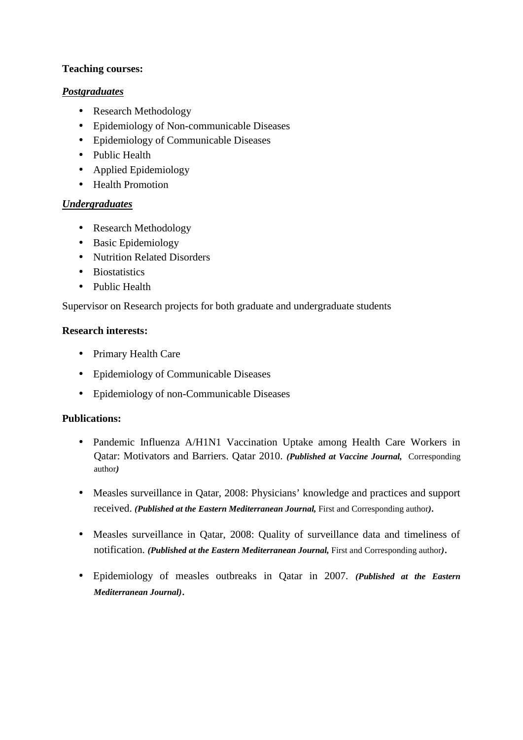**Teaching courses:**

***Postgraduates***

- Research Methodology
- Epidemiology of Non-communicable Diseases
- Epidemiology of Communicable Diseases
- Public Health
- Applied Epidemiology
- Health Promotion

***Undergraduates***

- Research Methodology
- Basic Epidemiology
- Nutrition Related Disorders
- Biostatistics
- Public Health

Supervisor on Research projects for both graduate and undergraduate students

**Research interests:**

- Primary Health Care
- Epidemiology of Communicable Diseases
- Epidemiology of non-Communicable Diseases

**Publications:**

- Pandemic Influenza A/H1N1 Vaccination Uptake among Health Care Workers in Qatar: Motivators and Barriers. Qatar 2010. ***(Published at Vaccine Journal,*** Corresponding author***)***
- Measles surveillance in Qatar, 2008: Physicians' knowledge and practices and support received. ***(Published at the Eastern Mediterranean Journal,*** First and Corresponding author***).***
- Measles surveillance in Qatar, 2008: Quality of surveillance data and timeliness of notification. ***(Published at the Eastern Mediterranean Journal,*** First and Corresponding author***).***
- Epidemiology of measles outbreaks in Qatar in 2007. ***(Published at the Eastern Mediterranean Journal).***